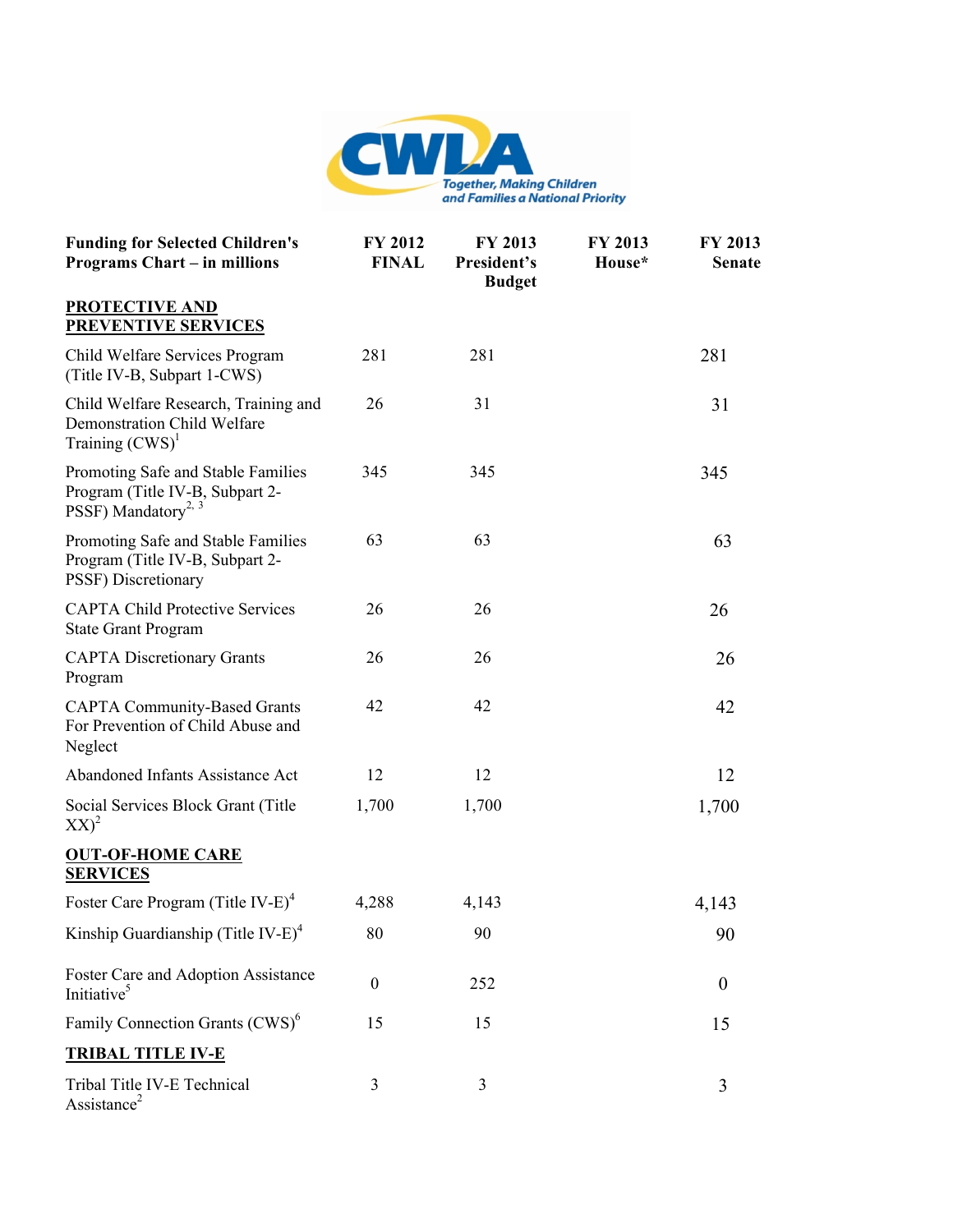CWLA
Together, Making Children and Families a National Priority

| Funding for Selected Children's Programs Chart – in millions | FY 2012 FINAL | FY 2013 President's Budget | FY 2013 House* | FY 2013 Senate |
|---|---|---|---|---|
| **PROTECTIVE AND PREVENTIVE SERVICES** | | | | |
| Child Welfare Services Program (Title IV-B, Subpart 1-CWS) | 281 | 281 | | 281 |
| Child Welfare Research, Training and Demonstration Child Welfare Training (CWS)[1] | 26 | 31 | | 31 |
| Promoting Safe and Stable Families Program (Title IV-B, Subpart 2-PSSF) Mandatory[2, 3] | 345 | 345 | | 345 |
| Promoting Safe and Stable Families Program (Title IV-B, Subpart 2-PSSF) Discretionary | 63 | 63 | | 63 |
| CAPTA Child Protective Services State Grant Program | 26 | 26 | | 26 |
| CAPTA Discretionary Grants Program | 26 | 26 | | 26 |
| CAPTA Community-Based Grants For Prevention of Child Abuse and Neglect | 42 | 42 | | 42 |
| Abandoned Infants Assistance Act | 12 | 12 | | 12 |
| Social Services Block Grant (Title XX)[2] | 1,700 | 1,700 | | 1,700 |
| **OUT-OF-HOME CARE SERVICES** | | | | |
| Foster Care Program (Title IV-E)[4] | 4,288 | 4,143 | | 4,143 |
| Kinship Guardianship (Title IV-E)[4] | 80 | 90 | | 90 |
| Foster Care and Adoption Assistance Initiative[5] | 0 | 252 | | 0 |
| Family Connection Grants (CWS)[6] | 15 | 15 | | 15 |
| **TRIBAL TITLE IV-E** | | | | |
| Tribal Title IV-E Technical Assistance[2] | 3 | 3 | | 3 |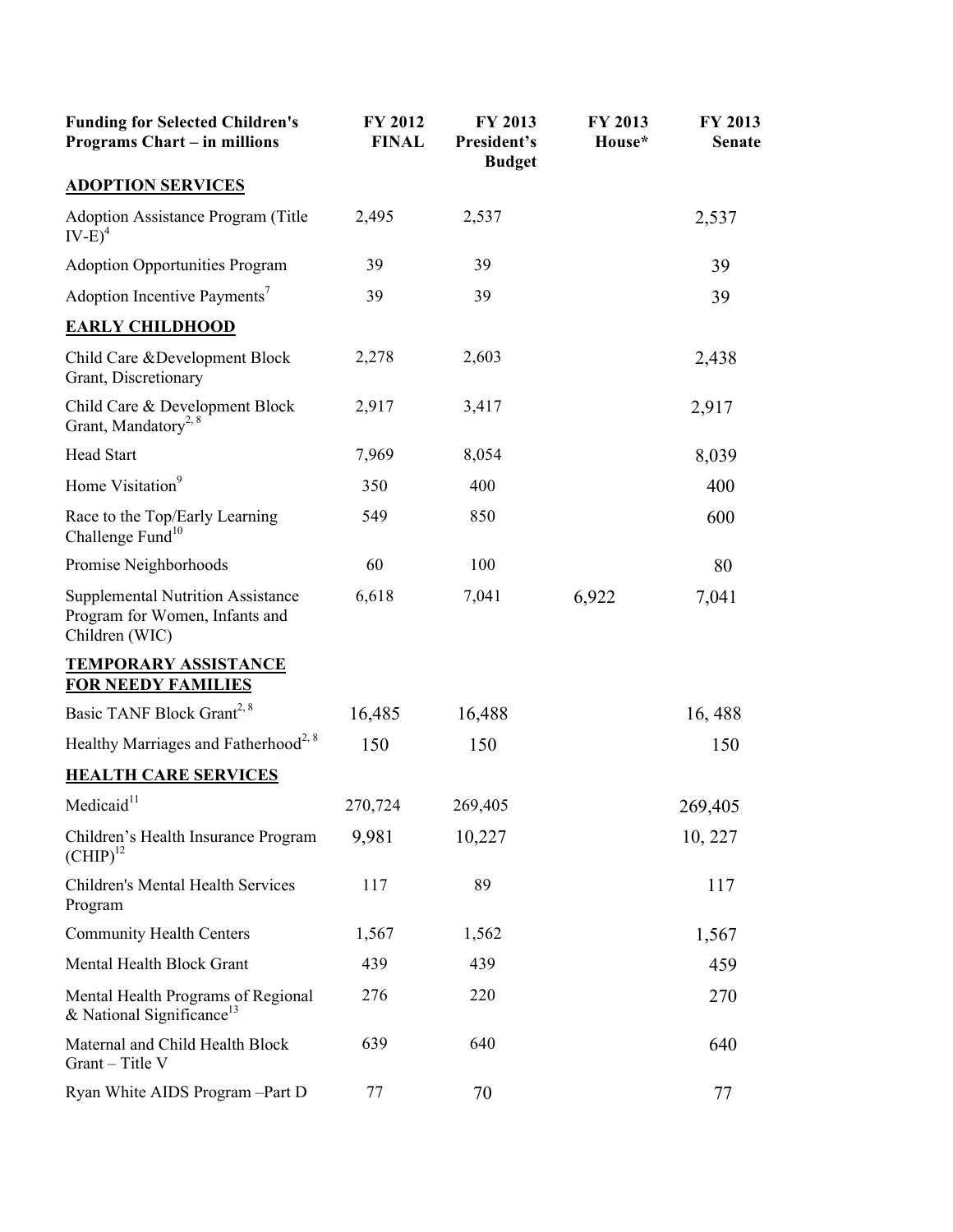| Funding for Selected Children's Programs Chart – in millions | FY 2012 FINAL | FY 2013 President's Budget | FY 2013 House* | FY 2013 Senate |
|---|---|---|---|---|
| **ADOPTION SERVICES** | | | | |
| Adoption Assistance Program (Title IV-E)[4] | 2,495 | 2,537 | | 2,537 |
| Adoption Opportunities Program | 39 | 39 | | 39 |
| Adoption Incentive Payments[7] | 39 | 39 | | 39 |
| **EARLY CHILDHOOD** | | | | |
| Child Care &Development Block Grant, Discretionary | 2,278 | 2,603 | | 2,438 |
| Child Care & Development Block Grant, Mandatory[2, 8] | 2,917 | 3,417 | | 2,917 |
| Head Start | 7,969 | 8,054 | | 8,039 |
| Home Visitation[9] | 350 | 400 | | 400 |
| Race to the Top/Early Learning Challenge Fund[10] | 549 | 850 | | 600 |
| Promise Neighborhoods | 60 | 100 | | 80 |
| Supplemental Nutrition Assistance Program for Women, Infants and Children (WIC) | 6,618 | 7,041 | 6,922 | 7,041 |
| **TEMPORARY ASSISTANCE FOR NEEDY FAMILIES** | | | | |
| Basic TANF Block Grant[2, 8] | 16,485 | 16,488 | | 16, 488 |
| Healthy Marriages and Fatherhood[2, 8] | 150 | 150 | | 150 |
| **HEALTH CARE SERVICES** | | | | |
| Medicaid[11] | 270,724 | 269,405 | | 269,405 |
| Children's Health Insurance Program (CHIP)[12] | 9,981 | 10,227 | | 10, 227 |
| Children's Mental Health Services Program | 117 | 89 | | 117 |
| Community Health Centers | 1,567 | 1,562 | | 1,567 |
| Mental Health Block Grant | 439 | 439 | | 459 |
| Mental Health Programs of Regional & National Significance[13] | 276 | 220 | | 270 |
| Maternal and Child Health Block Grant – Title V | 639 | 640 | | 640 |
| Ryan White AIDS Program –Part D | 77 | 70 | | 77 |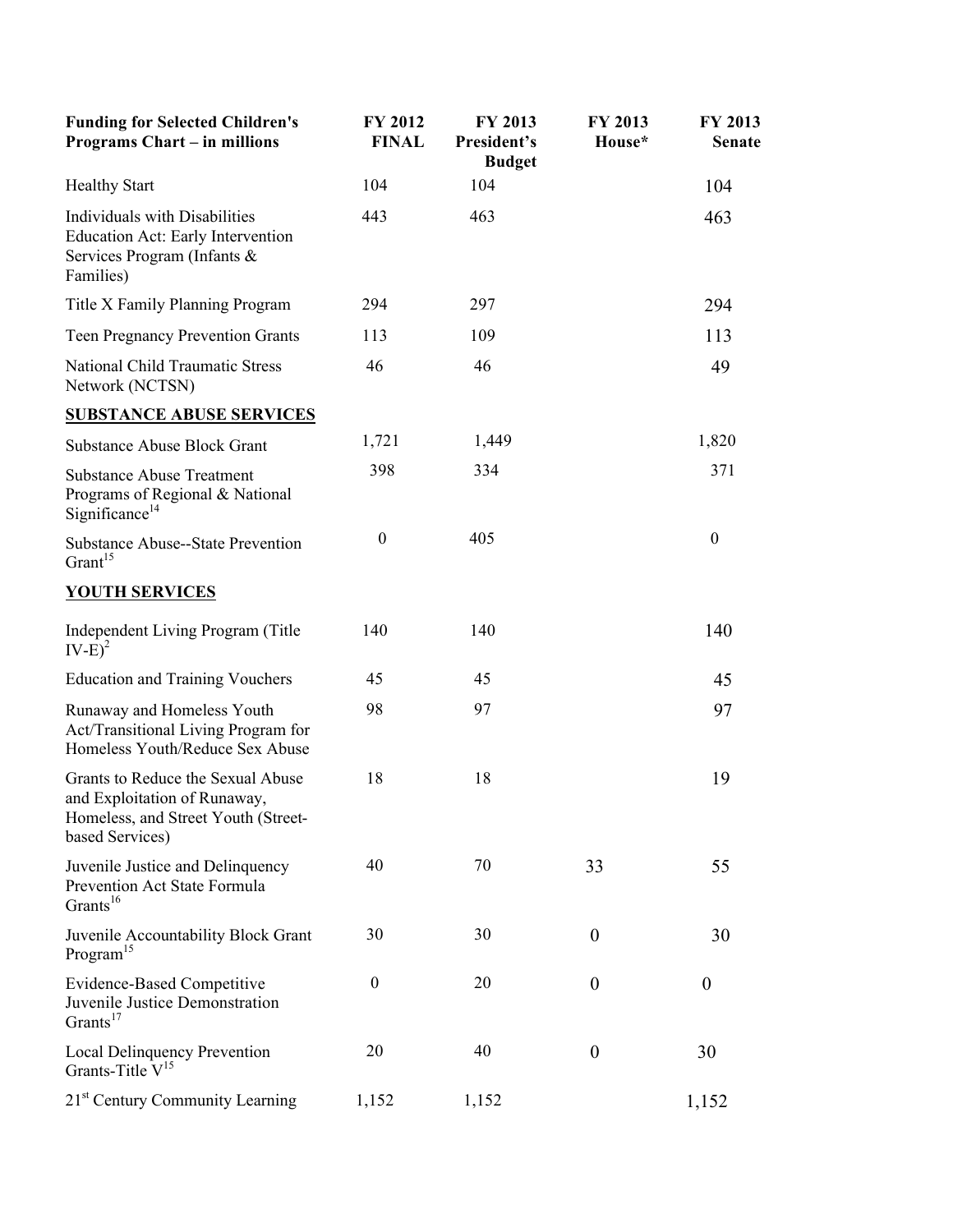| Funding for Selected Children's Programs Chart – in millions | FY 2012 FINAL | FY 2013 President's Budget | FY 2013 House* | FY 2013 Senate |
|---|---|---|---|---|
| Healthy Start | 104 | 104 | | 104 |
| Individuals with Disabilities Education Act: Early Intervention Services Program (Infants & Families) | 443 | 463 | | 463 |
| Title X Family Planning Program | 294 | 297 | | 294 |
| Teen Pregnancy Prevention Grants | 113 | 109 | | 113 |
| National Child Traumatic Stress Network (NCTSN) | 46 | 46 | | 49 |
| **SUBSTANCE ABUSE SERVICES** | | | | |
| Substance Abuse Block Grant | 1,721 | 1,449 | | 1,820 |
| Substance Abuse Treatment Programs of Regional & National Significance[14] | 398 | 334 | | 371 |
| Substance Abuse--State Prevention Grant[15] | 0 | 405 | | 0 |
| **YOUTH SERVICES** | | | | |
| Independent Living Program (Title IV-E)[2] | 140 | 140 | | 140 |
| Education and Training Vouchers | 45 | 45 | | 45 |
| Runaway and Homeless Youth Act/Transitional Living Program for Homeless Youth/Reduce Sex Abuse | 98 | 97 | | 97 |
| Grants to Reduce the Sexual Abuse and Exploitation of Runaway, Homeless, and Street Youth (Street-based Services) | 18 | 18 | | 19 |
| Juvenile Justice and Delinquency Prevention Act State Formula Grants[16] | 40 | 70 | 33 | 55 |
| Juvenile Accountability Block Grant Program[15] | 30 | 30 | 0 | 30 |
| Evidence-Based Competitive Juvenile Justice Demonstration Grants[17] | 0 | 20 | 0 | 0 |
| Local Delinquency Prevention Grants-Title V[15] | 20 | 40 | 0 | 30 |
| 21st Century Community Learning | 1,152 | 1,152 | | 1,152 |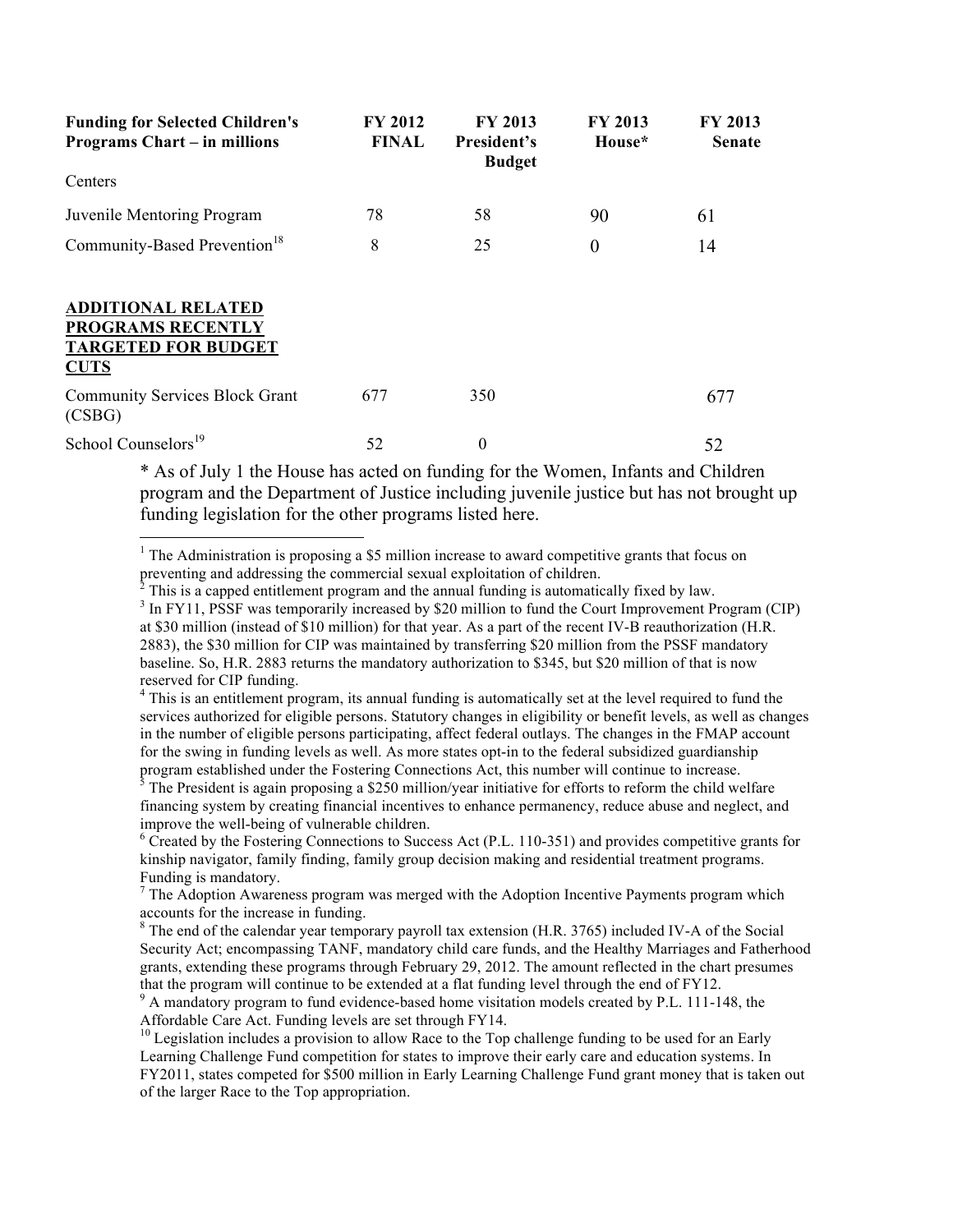| Funding for Selected Children's Programs Chart – in millions | FY 2012 FINAL | FY 2013 President's Budget | FY 2013 House* | FY 2013 Senate |
|---|---|---|---|---|
| Centers | | | | |
| Juvenile Mentoring Program | 78 | 58 | 90 | 61 |
| Community-Based Prevention[18] | 8 | 25 | 0 | 14 |
| **ADDITIONAL RELATED PROGRAMS RECENTLY TARGETED FOR BUDGET CUTS** | | | | |
| Community Services Block Grant (CSBG) | 677 | 350 | | 677 |
| School Counselors[19] | 52 | 0 | | 52 |

* As of July 1 the House has acted on funding for the Women, Infants and Children program and the Department of Justice including juvenile justice but has not brought up funding legislation for the other programs listed here.

---

[1] The Administration is proposing a $5 million increase to award competitive grants that focus on preventing and addressing the commercial sexual exploitation of children.

[2] This is a capped entitlement program and the annual funding is automatically fixed by law.

[3] In FY11, PSSF was temporarily increased by $20 million to fund the Court Improvement Program (CIP) at $30 million (instead of $10 million) for that year. As a part of the recent IV-B reauthorization (H.R. 2883), the $30 million for CIP was maintained by transferring $20 million from the PSSF mandatory baseline. So, H.R. 2883 returns the mandatory authorization to $345, but $20 million of that is now reserved for CIP funding.

[4] This is an entitlement program, its annual funding is automatically set at the level required to fund the services authorized for eligible persons. Statutory changes in eligibility or benefit levels, as well as changes in the number of eligible persons participating, affect federal outlays. The changes in the FMAP account for the swing in funding levels as well. As more states opt-in to the federal subsidized guardianship program established under the Fostering Connections Act, this number will continue to increase.

[5] The President is again proposing a $250 million/year initiative for efforts to reform the child welfare financing system by creating financial incentives to enhance permanency, reduce abuse and neglect, and improve the well-being of vulnerable children.

[6] Created by the Fostering Connections to Success Act (P.L. 110-351) and provides competitive grants for kinship navigator, family finding, family group decision making and residential treatment programs. Funding is mandatory.

[7] The Adoption Awareness program was merged with the Adoption Incentive Payments program which accounts for the increase in funding.

[8] The end of the calendar year temporary payroll tax extension (H.R. 3765) included IV-A of the Social Security Act; encompassing TANF, mandatory child care funds, and the Healthy Marriages and Fatherhood grants, extending these programs through February 29, 2012. The amount reflected in the chart presumes that the program will continue to be extended at a flat funding level through the end of FY12.

[9] A mandatory program to fund evidence-based home visitation models created by P.L. 111-148, the Affordable Care Act. Funding levels are set through FY14.

[10] Legislation includes a provision to allow Race to the Top challenge funding to be used for an Early Learning Challenge Fund competition for states to improve their early care and education systems. In FY2011, states competed for $500 million in Early Learning Challenge Fund grant money that is taken out of the larger Race to the Top appropriation.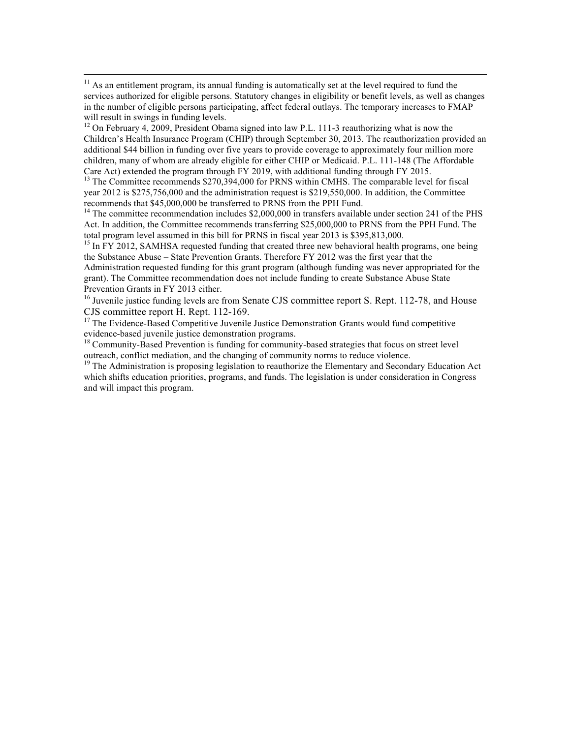[11] As an entitlement program, its annual funding is automatically set at the level required to fund the services authorized for eligible persons. Statutory changes in eligibility or benefit levels, as well as changes in the number of eligible persons participating, affect federal outlays. The temporary increases to FMAP will result in swings in funding levels.

[12] On February 4, 2009, President Obama signed into law P.L. 111-3 reauthorizing what is now the Children's Health Insurance Program (CHIP) through September 30, 2013. The reauthorization provided an additional $44 billion in funding over five years to provide coverage to approximately four million more children, many of whom are already eligible for either CHIP or Medicaid. P.L. 111-148 (The Affordable Care Act) extended the program through FY 2019, with additional funding through FY 2015.

[13] The Committee recommends $270,394,000 for PRNS within CMHS. The comparable level for fiscal year 2012 is $275,756,000 and the administration request is $219,550,000. In addition, the Committee recommends that $45,000,000 be transferred to PRNS from the PPH Fund.

[14] The committee recommendation includes $2,000,000 in transfers available under section 241 of the PHS Act. In addition, the Committee recommends transferring $25,000,000 to PRNS from the PPH Fund. The total program level assumed in this bill for PRNS in fiscal year 2013 is $395,813,000.

[15] In FY 2012, SAMHSA requested funding that created three new behavioral health programs, one being the Substance Abuse – State Prevention Grants. Therefore FY 2012 was the first year that the Administration requested funding for this grant program (although funding was never appropriated for the grant). The Committee recommendation does not include funding to create Substance Abuse State Prevention Grants in FY 2013 either.

[16] Juvenile justice funding levels are from Senate CJS committee report S. Rept. 112-78, and House CJS committee report H. Rept. 112-169.

[17] The Evidence-Based Competitive Juvenile Justice Demonstration Grants would fund competitive evidence-based juvenile justice demonstration programs.

[18] Community-Based Prevention is funding for community-based strategies that focus on street level outreach, conflict mediation, and the changing of community norms to reduce violence.

[19] The Administration is proposing legislation to reauthorize the Elementary and Secondary Education Act which shifts education priorities, programs, and funds. The legislation is under consideration in Congress and will impact this program.